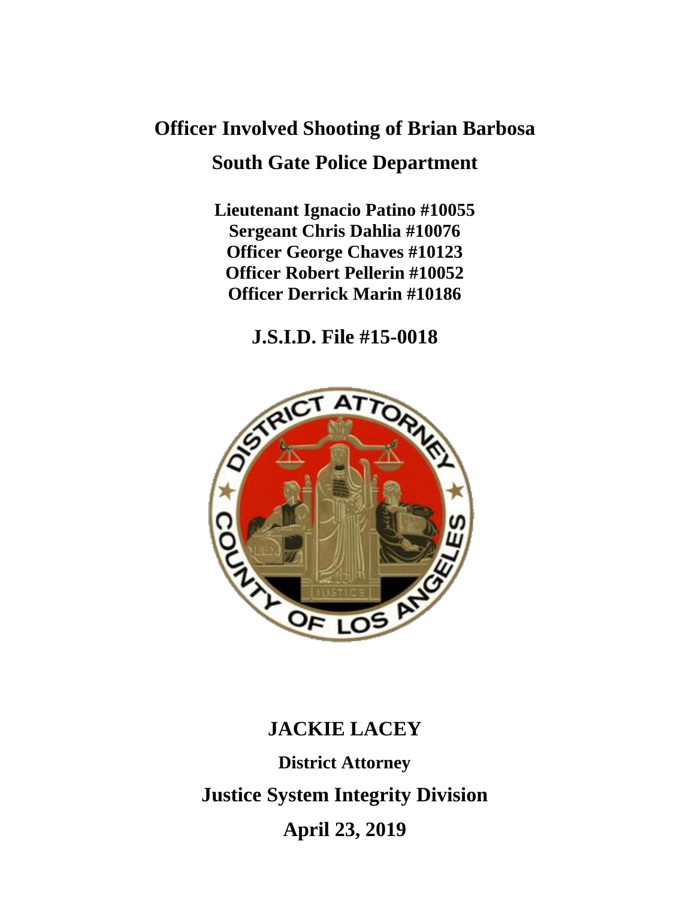# Officer Involved Shooting of Brian Barbosa

## South Gate Police Department

**Lieutenant Ignacio Patino #10055**
**Sergeant Chris Dahlia #10076**
**Officer George Chaves #10123**
**Officer Robert Pellerin #10052**
**Officer Derrick Marin #10186**

**J.S.I.D. File #15-0018**

**JACKIE LACEY**

**District Attorney**

**Justice System Integrity Division**

**April 23, 2019**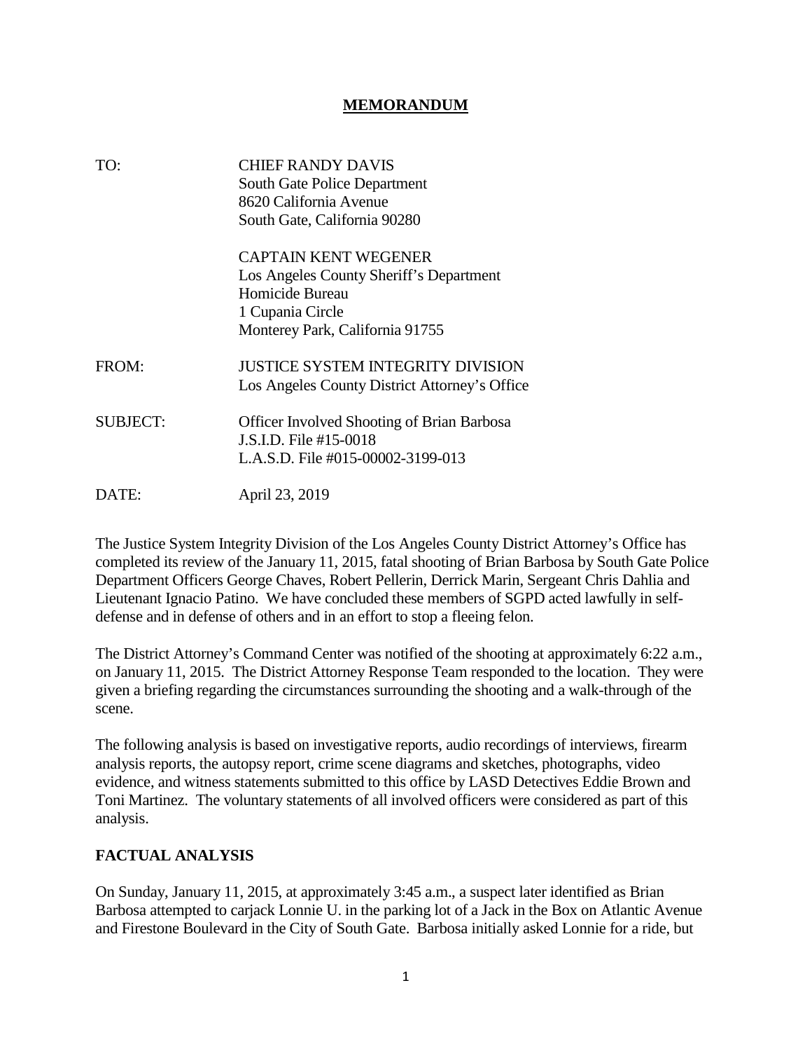# MEMORANDUM

| | |
|---|---|
| TO: | CHIEF RANDY DAVIS<br>South Gate Police Department<br>8620 California Avenue<br>South Gate, California 90280 |
| | CAPTAIN KENT WEGENER<br>Los Angeles County Sheriff's Department<br>Homicide Bureau<br>1 Cupania Circle<br>Monterey Park, California 91755 |
| FROM: | JUSTICE SYSTEM INTEGRITY DIVISION<br>Los Angeles County District Attorney's Office |
| SUBJECT: | Officer Involved Shooting of Brian Barbosa<br>J.S.I.D. File #15-0018<br>L.A.S.D. File #015-00002-3199-013 |
| DATE: | April 23, 2019 |

The Justice System Integrity Division of the Los Angeles County District Attorney's Office has completed its review of the January 11, 2015, fatal shooting of Brian Barbosa by South Gate Police Department Officers George Chaves, Robert Pellerin, Derrick Marin, Sergeant Chris Dahlia and Lieutenant Ignacio Patino. We have concluded these members of SGPD acted lawfully in self-defense and in defense of others and in an effort to stop a fleeing felon.

The District Attorney's Command Center was notified of the shooting at approximately 6:22 a.m., on January 11, 2015. The District Attorney Response Team responded to the location. They were given a briefing regarding the circumstances surrounding the shooting and a walk-through of the scene.

The following analysis is based on investigative reports, audio recordings of interviews, firearm analysis reports, the autopsy report, crime scene diagrams and sketches, photographs, video evidence, and witness statements submitted to this office by LASD Detectives Eddie Brown and Toni Martinez. The voluntary statements of all involved officers were considered as part of this analysis.

## FACTUAL ANALYSIS

On Sunday, January 11, 2015, at approximately 3:45 a.m., a suspect later identified as Brian Barbosa attempted to carjack Lonnie U. in the parking lot of a Jack in the Box on Atlantic Avenue and Firestone Boulevard in the City of South Gate. Barbosa initially asked Lonnie for a ride, but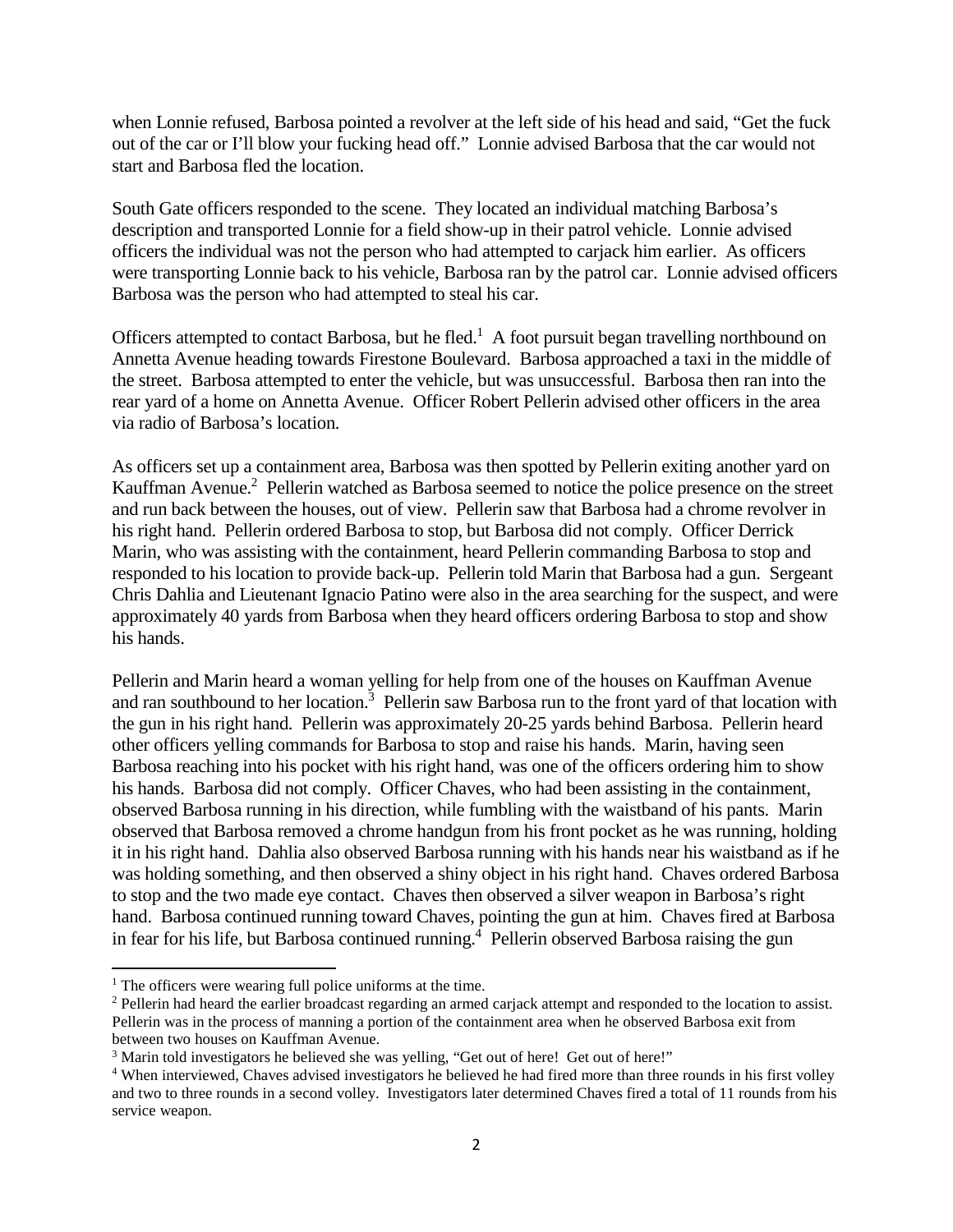when Lonnie refused, Barbosa pointed a revolver at the left side of his head and said, "Get the fuck out of the car or I'll blow your fucking head off." Lonnie advised Barbosa that the car would not start and Barbosa fled the location.

South Gate officers responded to the scene. They located an individual matching Barbosa's description and transported Lonnie for a field show-up in their patrol vehicle. Lonnie advised officers the individual was not the person who had attempted to carjack him earlier. As officers were transporting Lonnie back to his vehicle, Barbosa ran by the patrol car. Lonnie advised officers Barbosa was the person who had attempted to steal his car.

Officers attempted to contact Barbosa, but he fled.[1] A foot pursuit began travelling northbound on Annetta Avenue heading towards Firestone Boulevard. Barbosa approached a taxi in the middle of the street. Barbosa attempted to enter the vehicle, but was unsuccessful. Barbosa then ran into the rear yard of a home on Annetta Avenue. Officer Robert Pellerin advised other officers in the area via radio of Barbosa's location.

As officers set up a containment area, Barbosa was then spotted by Pellerin exiting another yard on Kauffman Avenue.[2] Pellerin watched as Barbosa seemed to notice the police presence on the street and run back between the houses, out of view. Pellerin saw that Barbosa had a chrome revolver in his right hand. Pellerin ordered Barbosa to stop, but Barbosa did not comply. Officer Derrick Marin, who was assisting with the containment, heard Pellerin commanding Barbosa to stop and responded to his location to provide back-up. Pellerin told Marin that Barbosa had a gun. Sergeant Chris Dahlia and Lieutenant Ignacio Patino were also in the area searching for the suspect, and were approximately 40 yards from Barbosa when they heard officers ordering Barbosa to stop and show his hands.

Pellerin and Marin heard a woman yelling for help from one of the houses on Kauffman Avenue and ran southbound to her location.[3] Pellerin saw Barbosa run to the front yard of that location with the gun in his right hand. Pellerin was approximately 20-25 yards behind Barbosa. Pellerin heard other officers yelling commands for Barbosa to stop and raise his hands. Marin, having seen Barbosa reaching into his pocket with his right hand, was one of the officers ordering him to show his hands. Barbosa did not comply. Officer Chaves, who had been assisting in the containment, observed Barbosa running in his direction, while fumbling with the waistband of his pants. Marin observed that Barbosa removed a chrome handgun from his front pocket as he was running, holding it in his right hand. Dahlia also observed Barbosa running with his hands near his waistband as if he was holding something, and then observed a shiny object in his right hand. Chaves ordered Barbosa to stop and the two made eye contact. Chaves then observed a silver weapon in Barbosa's right hand. Barbosa continued running toward Chaves, pointing the gun at him. Chaves fired at Barbosa in fear for his life, but Barbosa continued running.[4] Pellerin observed Barbosa raising the gun

---

[1] The officers were wearing full police uniforms at the time.

[2] Pellerin had heard the earlier broadcast regarding an armed carjack attempt and responded to the location to assist. Pellerin was in the process of manning a portion of the containment area when he observed Barbosa exit from between two houses on Kauffman Avenue.

[3] Marin told investigators he believed she was yelling, "Get out of here! Get out of here!"

[4] When interviewed, Chaves advised investigators he believed he had fired more than three rounds in his first volley and two to three rounds in a second volley. Investigators later determined Chaves fired a total of 11 rounds from his service weapon.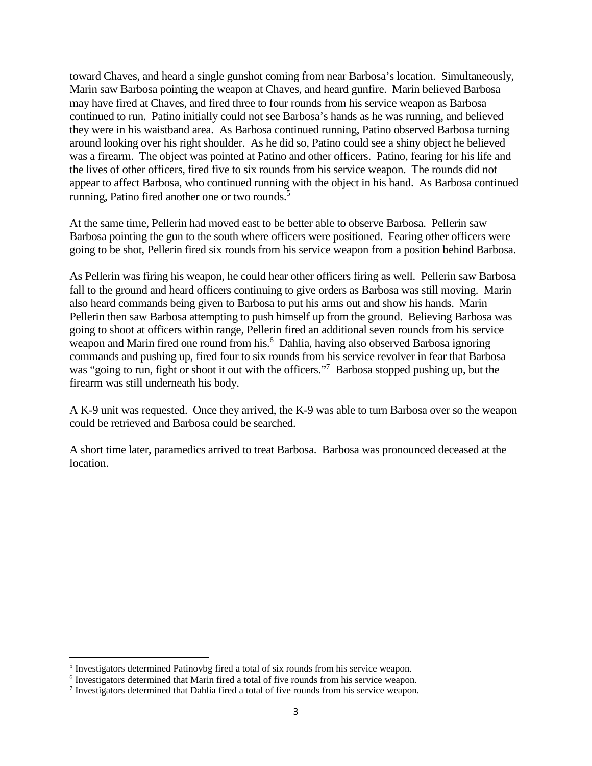toward Chaves, and heard a single gunshot coming from near Barbosa's location. Simultaneously, Marin saw Barbosa pointing the weapon at Chaves, and heard gunfire. Marin believed Barbosa may have fired at Chaves, and fired three to four rounds from his service weapon as Barbosa continued to run. Patino initially could not see Barbosa's hands as he was running, and believed they were in his waistband area. As Barbosa continued running, Patino observed Barbosa turning around looking over his right shoulder. As he did so, Patino could see a shiny object he believed was a firearm. The object was pointed at Patino and other officers. Patino, fearing for his life and the lives of other officers, fired five to six rounds from his service weapon. The rounds did not appear to affect Barbosa, who continued running with the object in his hand. As Barbosa continued running, Patino fired another one or two rounds.[5]

At the same time, Pellerin had moved east to be better able to observe Barbosa. Pellerin saw Barbosa pointing the gun to the south where officers were positioned. Fearing other officers were going to be shot, Pellerin fired six rounds from his service weapon from a position behind Barbosa.

As Pellerin was firing his weapon, he could hear other officers firing as well. Pellerin saw Barbosa fall to the ground and heard officers continuing to give orders as Barbosa was still moving. Marin also heard commands being given to Barbosa to put his arms out and show his hands. Marin Pellerin then saw Barbosa attempting to push himself up from the ground. Believing Barbosa was going to shoot at officers within range, Pellerin fired an additional seven rounds from his service weapon and Marin fired one round from his.[6] Dahlia, having also observed Barbosa ignoring commands and pushing up, fired four to six rounds from his service revolver in fear that Barbosa was "going to run, fight or shoot it out with the officers."[7] Barbosa stopped pushing up, but the firearm was still underneath his body.

A K-9 unit was requested. Once they arrived, the K-9 was able to turn Barbosa over so the weapon could be retrieved and Barbosa could be searched.

A short time later, paramedics arrived to treat Barbosa. Barbosa was pronounced deceased at the location.

---

[5] Investigators determined Patinovbg fired a total of six rounds from his service weapon.

[6] Investigators determined that Marin fired a total of five rounds from his service weapon.

[7] Investigators determined that Dahlia fired a total of five rounds from his service weapon.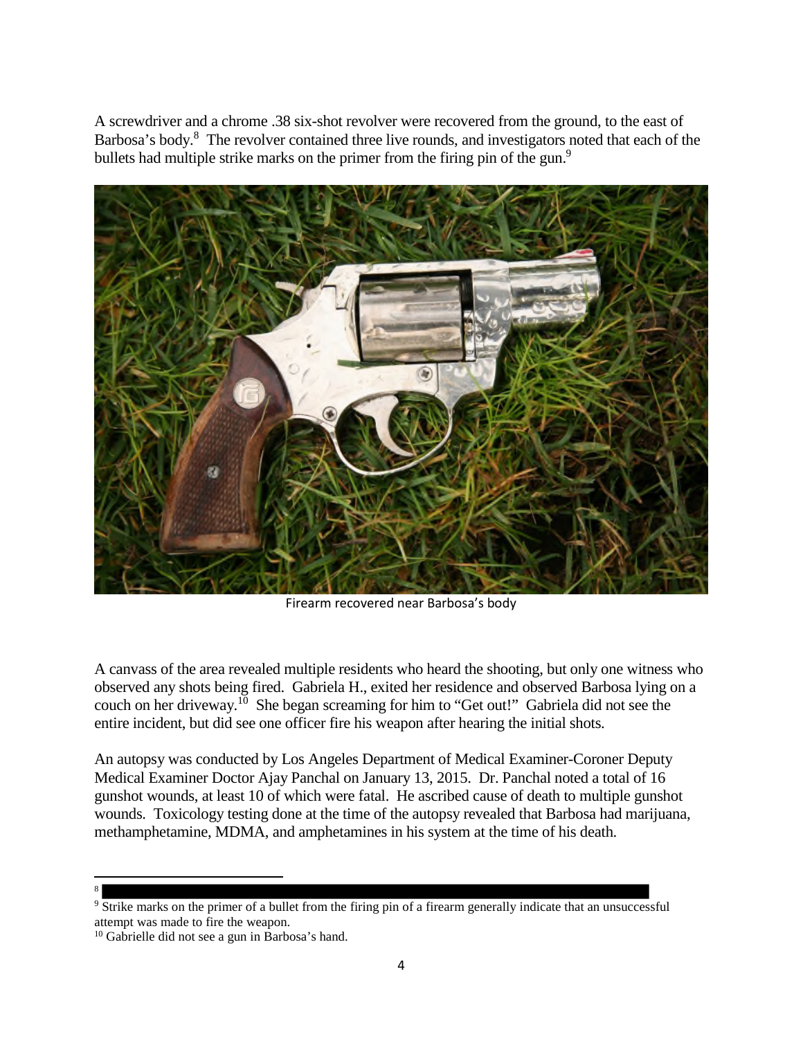A screwdriver and a chrome .38 six-shot revolver were recovered from the ground, to the east of Barbosa's body.[8] The revolver contained three live rounds, and investigators noted that each of the bullets had multiple strike marks on the primer from the firing pin of the gun.[9]

Firearm recovered near Barbosa's body

A canvass of the area revealed multiple residents who heard the shooting, but only one witness who observed any shots being fired. Gabriela H., exited her residence and observed Barbosa lying on a couch on her driveway.[10] She began screaming for him to "Get out!" Gabriela did not see the entire incident, but did see one officer fire his weapon after hearing the initial shots.

An autopsy was conducted by Los Angeles Department of Medical Examiner-Coroner Deputy Medical Examiner Doctor Ajay Panchal on January 13, 2015. Dr. Panchal noted a total of 16 gunshot wounds, at least 10 of which were fatal. He ascribed cause of death to multiple gunshot wounds. Toxicology testing done at the time of the autopsy revealed that Barbosa had marijuana, methamphetamine, MDMA, and amphetamines in his system at the time of his death.

---

[8]

[9] Strike marks on the primer of a bullet from the firing pin of a firearm generally indicate that an unsuccessful attempt was made to fire the weapon.

[10] Gabrielle did not see a gun in Barbosa's hand.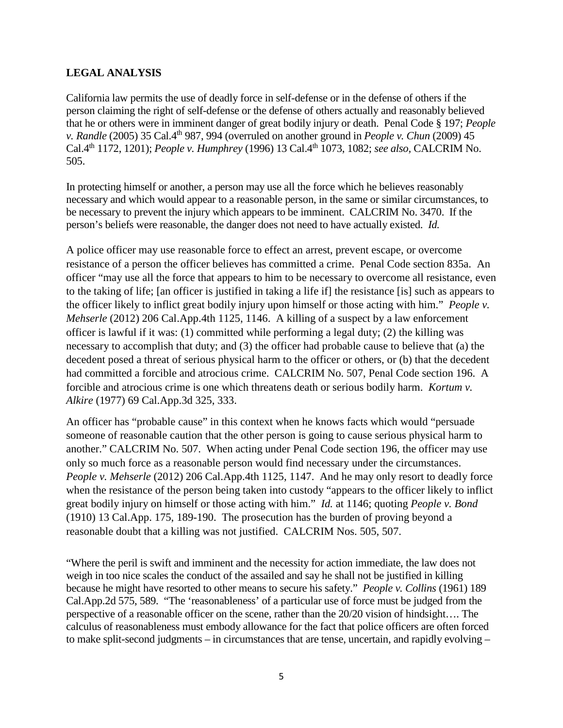**LEGAL ANALYSIS**

California law permits the use of deadly force in self-defense or in the defense of others if the person claiming the right of self-defense or the defense of others actually and reasonably believed that he or others were in imminent danger of great bodily injury or death. Penal Code § 197; *People v. Randle* (2005) 35 Cal.4th 987, 994 (overruled on another ground in *People v. Chun* (2009) 45 Cal.4th 1172, 1201); *People v. Humphrey* (1996) 13 Cal.4th 1073, 1082; *see also*, CALCRIM No. 505.

In protecting himself or another, a person may use all the force which he believes reasonably necessary and which would appear to a reasonable person, in the same or similar circumstances, to be necessary to prevent the injury which appears to be imminent. CALCRIM No. 3470. If the person's beliefs were reasonable, the danger does not need to have actually existed. *Id.*

A police officer may use reasonable force to effect an arrest, prevent escape, or overcome resistance of a person the officer believes has committed a crime. Penal Code section 835a. An officer "may use all the force that appears to him to be necessary to overcome all resistance, even to the taking of life; [an officer is justified in taking a life if] the resistance [is] such as appears to the officer likely to inflict great bodily injury upon himself or those acting with him." *People v. Mehserle* (2012) 206 Cal.App.4th 1125, 1146. A killing of a suspect by a law enforcement officer is lawful if it was: (1) committed while performing a legal duty; (2) the killing was necessary to accomplish that duty; and (3) the officer had probable cause to believe that (a) the decedent posed a threat of serious physical harm to the officer or others, or (b) that the decedent had committed a forcible and atrocious crime. CALCRIM No. 507, Penal Code section 196. A forcible and atrocious crime is one which threatens death or serious bodily harm. *Kortum v. Alkire* (1977) 69 Cal.App.3d 325, 333.

An officer has "probable cause" in this context when he knows facts which would "persuade someone of reasonable caution that the other person is going to cause serious physical harm to another." CALCRIM No. 507. When acting under Penal Code section 196, the officer may use only so much force as a reasonable person would find necessary under the circumstances. *People v. Mehserle* (2012) 206 Cal.App.4th 1125, 1147. And he may only resort to deadly force when the resistance of the person being taken into custody "appears to the officer likely to inflict great bodily injury on himself or those acting with him." *Id.* at 1146; quoting *People v. Bond* (1910) 13 Cal.App. 175, 189-190. The prosecution has the burden of proving beyond a reasonable doubt that a killing was not justified. CALCRIM Nos. 505, 507.

"Where the peril is swift and imminent and the necessity for action immediate, the law does not weigh in too nice scales the conduct of the assailed and say he shall not be justified in killing because he might have resorted to other means to secure his safety." *People v. Collins* (1961) 189 Cal.App.2d 575, 589. "The 'reasonableness' of a particular use of force must be judged from the perspective of a reasonable officer on the scene, rather than the 20/20 vision of hindsight…. The calculus of reasonableness must embody allowance for the fact that police officers are often forced to make split-second judgments – in circumstances that are tense, uncertain, and rapidly evolving –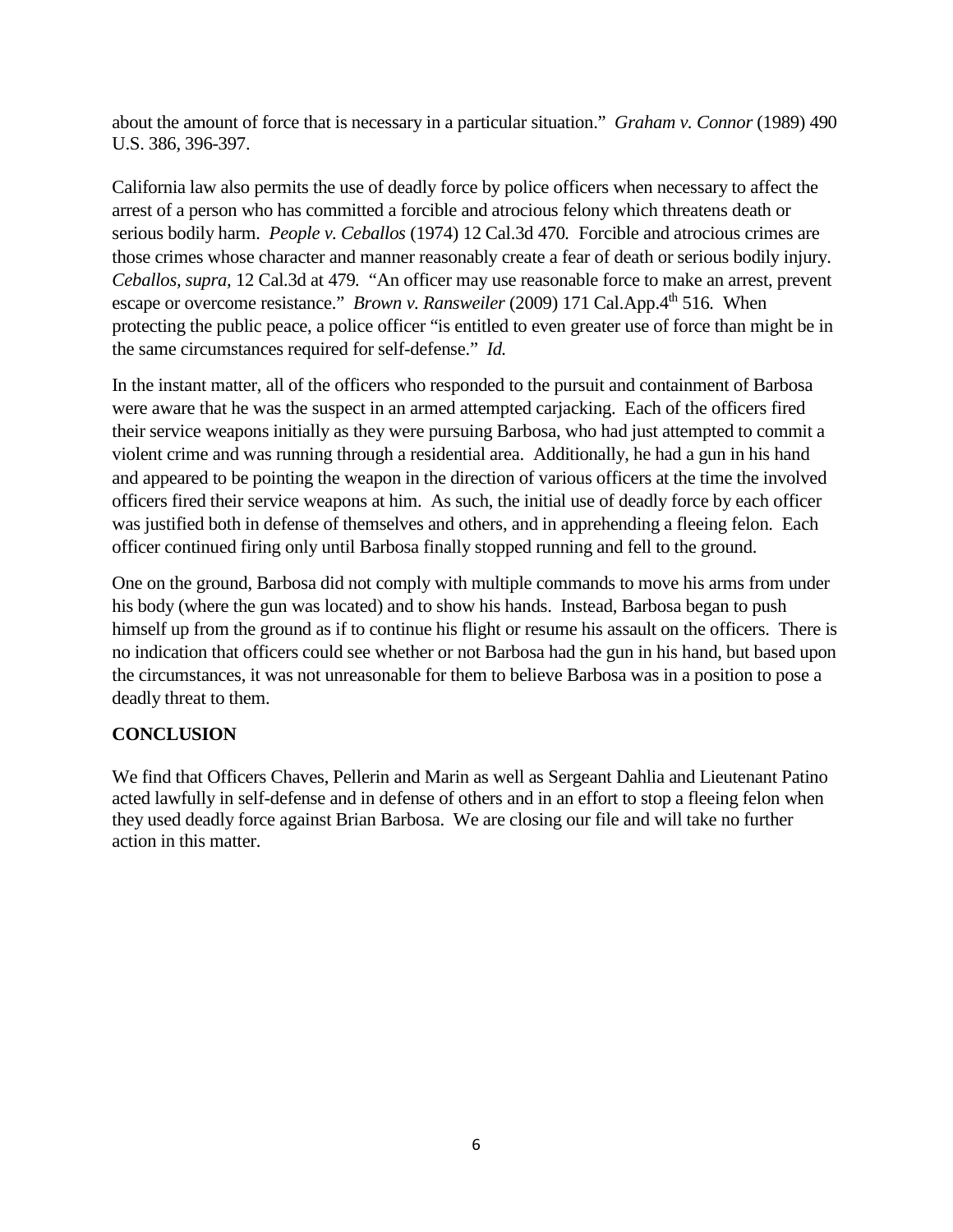about the amount of force that is necessary in a particular situation." *Graham v. Connor* (1989) 490 U.S. 386, 396-397.

California law also permits the use of deadly force by police officers when necessary to affect the arrest of a person who has committed a forcible and atrocious felony which threatens death or serious bodily harm. *People v. Ceballos* (1974) 12 Cal.3d 470. Forcible and atrocious crimes are those crimes whose character and manner reasonably create a fear of death or serious bodily injury. *Ceballos, supra*, 12 Cal.3d at 479. "An officer may use reasonable force to make an arrest, prevent escape or overcome resistance." *Brown v. Ransweiler* (2009) 171 Cal.App.4th 516. When protecting the public peace, a police officer "is entitled to even greater use of force than might be in the same circumstances required for self-defense." *Id.*

In the instant matter, all of the officers who responded to the pursuit and containment of Barbosa were aware that he was the suspect in an armed attempted carjacking. Each of the officers fired their service weapons initially as they were pursuing Barbosa, who had just attempted to commit a violent crime and was running through a residential area. Additionally, he had a gun in his hand and appeared to be pointing the weapon in the direction of various officers at the time the involved officers fired their service weapons at him. As such, the initial use of deadly force by each officer was justified both in defense of themselves and others, and in apprehending a fleeing felon. Each officer continued firing only until Barbosa finally stopped running and fell to the ground.

One on the ground, Barbosa did not comply with multiple commands to move his arms from under his body (where the gun was located) and to show his hands. Instead, Barbosa began to push himself up from the ground as if to continue his flight or resume his assault on the officers. There is no indication that officers could see whether or not Barbosa had the gun in his hand, but based upon the circumstances, it was not unreasonable for them to believe Barbosa was in a position to pose a deadly threat to them.

**CONCLUSION**

We find that Officers Chaves, Pellerin and Marin as well as Sergeant Dahlia and Lieutenant Patino acted lawfully in self-defense and in defense of others and in an effort to stop a fleeing felon when they used deadly force against Brian Barbosa. We are closing our file and will take no further action in this matter.